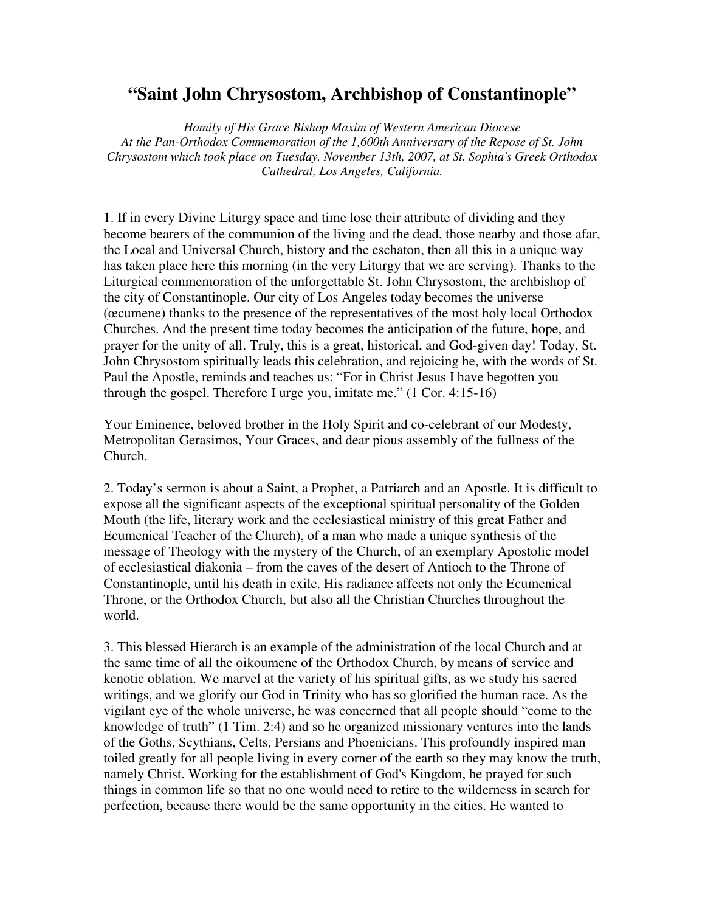# "Saint John Chrysostom, Archbishop of Constantinople"

*Homily of His Grace Bishop Maxim of Western American Diocese*
*At the Pan-Orthodox Commemoration of the 1,600th Anniversary of the Repose of St. John Chrysostom which took place on Tuesday, November 13th, 2007, at St. Sophia's Greek Orthodox Cathedral, Los Angeles, California.*

1. If in every Divine Liturgy space and time lose their attribute of dividing and they become bearers of the communion of the living and the dead, those nearby and those afar, the Local and Universal Church, history and the eschaton, then all this in a unique way has taken place here this morning (in the very Liturgy that we are serving). Thanks to the Liturgical commemoration of the unforgettable St. John Chrysostom, the archbishop of the city of Constantinople. Our city of Los Angeles today becomes the universe (œcumene) thanks to the presence of the representatives of the most holy local Orthodox Churches. And the present time today becomes the anticipation of the future, hope, and prayer for the unity of all. Truly, this is a great, historical, and God-given day! Today, St. John Chrysostom spiritually leads this celebration, and rejoicing he, with the words of St. Paul the Apostle, reminds and teaches us: "For in Christ Jesus I have begotten you through the gospel. Therefore I urge you, imitate me." (1 Cor. 4:15-16)

Your Eminence, beloved brother in the Holy Spirit and co-celebrant of our Modesty, Metropolitan Gerasimos, Your Graces, and dear pious assembly of the fullness of the Church.

2. Today's sermon is about a Saint, a Prophet, a Patriarch and an Apostle. It is difficult to expose all the significant aspects of the exceptional spiritual personality of the Golden Mouth (the life, literary work and the ecclesiastical ministry of this great Father and Ecumenical Teacher of the Church), of a man who made a unique synthesis of the message of Theology with the mystery of the Church, of an exemplary Apostolic model of ecclesiastical diakonia – from the caves of the desert of Antioch to the Throne of Constantinople, until his death in exile. His radiance affects not only the Ecumenical Throne, or the Orthodox Church, but also all the Christian Churches throughout the world.

3. This blessed Hierarch is an example of the administration of the local Church and at the same time of all the oikoumene of the Orthodox Church, by means of service and kenotic oblation. We marvel at the variety of his spiritual gifts, as we study his sacred writings, and we glorify our God in Trinity who has so glorified the human race. As the vigilant eye of the whole universe, he was concerned that all people should "come to the knowledge of truth" (1 Tim. 2:4) and so he organized missionary ventures into the lands of the Goths, Scythians, Celts, Persians and Phoenicians. This profoundly inspired man toiled greatly for all people living in every corner of the earth so they may know the truth, namely Christ. Working for the establishment of God's Kingdom, he prayed for such things in common life so that no one would need to retire to the wilderness in search for perfection, because there would be the same opportunity in the cities. He wanted to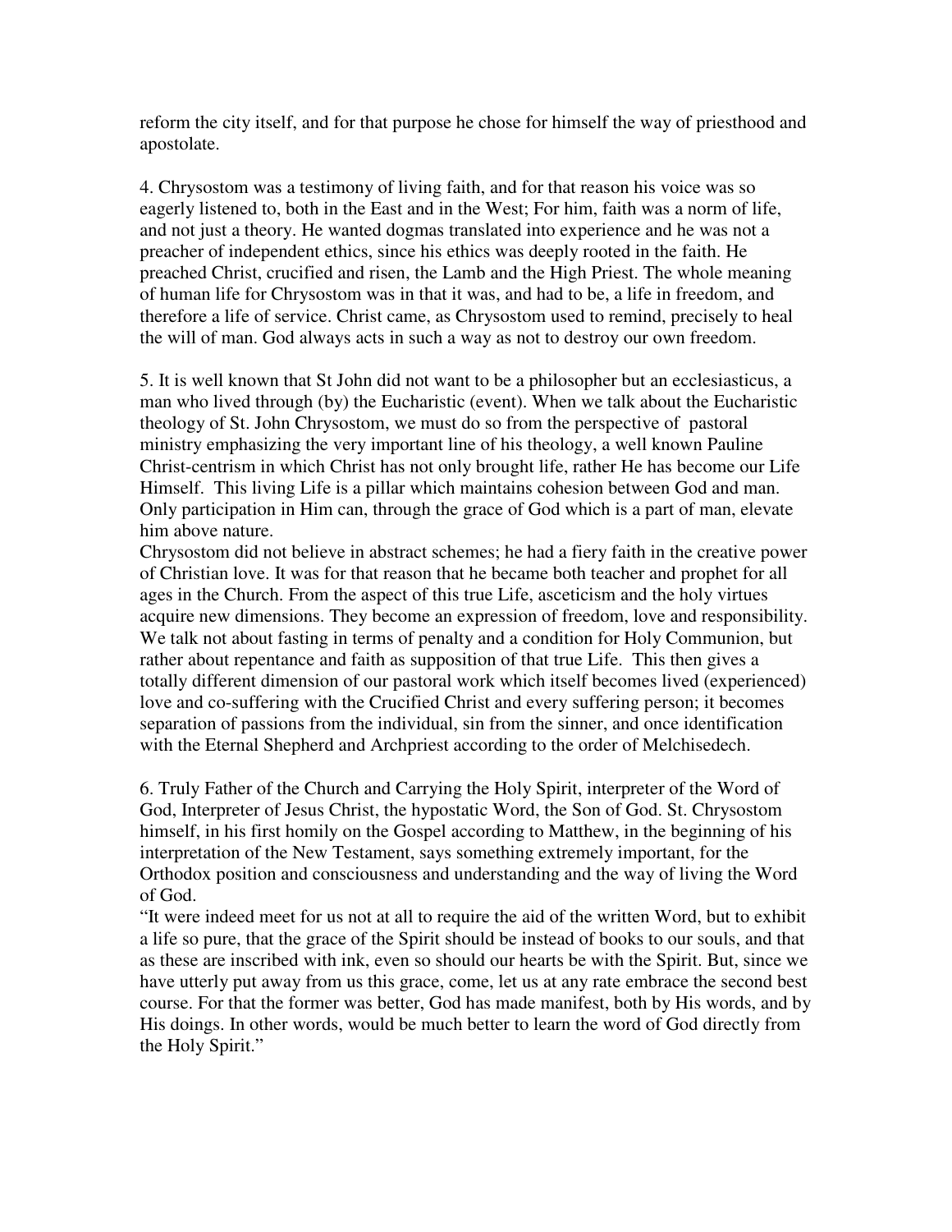reform the city itself, and for that purpose he chose for himself the way of priesthood and apostolate.

4. Chrysostom was a testimony of living faith, and for that reason his voice was so eagerly listened to, both in the East and in the West; For him, faith was a norm of life, and not just a theory. He wanted dogmas translated into experience and he was not a preacher of independent ethics, since his ethics was deeply rooted in the faith. He preached Christ, crucified and risen, the Lamb and the High Priest. The whole meaning of human life for Chrysostom was in that it was, and had to be, a life in freedom, and therefore a life of service. Christ came, as Chrysostom used to remind, precisely to heal the will of man. God always acts in such a way as not to destroy our own freedom.

5. It is well known that St John did not want to be a philosopher but an ecclesiasticus, a man who lived through (by) the Eucharistic (event). When we talk about the Eucharistic theology of St. John Chrysostom, we must do so from the perspective of pastoral ministry emphasizing the very important line of his theology, a well known Pauline Christ-centrism in which Christ has not only brought life, rather He has become our Life Himself. This living Life is a pillar which maintains cohesion between God and man. Only participation in Him can, through the grace of God which is a part of man, elevate him above nature.
Chrysostom did not believe in abstract schemes; he had a fiery faith in the creative power of Christian love. It was for that reason that he became both teacher and prophet for all ages in the Church. From the aspect of this true Life, asceticism and the holy virtues acquire new dimensions. They become an expression of freedom, love and responsibility. We talk not about fasting in terms of penalty and a condition for Holy Communion, but rather about repentance and faith as supposition of that true Life. This then gives a totally different dimension of our pastoral work which itself becomes lived (experienced) love and co-suffering with the Crucified Christ and every suffering person; it becomes separation of passions from the individual, sin from the sinner, and once identification with the Eternal Shepherd and Archpriest according to the order of Melchisedech.

6. Truly Father of the Church and Carrying the Holy Spirit, interpreter of the Word of God, Interpreter of Jesus Christ, the hypostatic Word, the Son of God. St. Chrysostom himself, in his first homily on the Gospel according to Matthew, in the beginning of his interpretation of the New Testament, says something extremely important, for the Orthodox position and consciousness and understanding and the way of living the Word of God.
"It were indeed meet for us not at all to require the aid of the written Word, but to exhibit a life so pure, that the grace of the Spirit should be instead of books to our souls, and that as these are inscribed with ink, even so should our hearts be with the Spirit. But, since we have utterly put away from us this grace, come, let us at any rate embrace the second best course. For that the former was better, God has made manifest, both by His words, and by His doings. In other words, would be much better to learn the word of God directly from the Holy Spirit."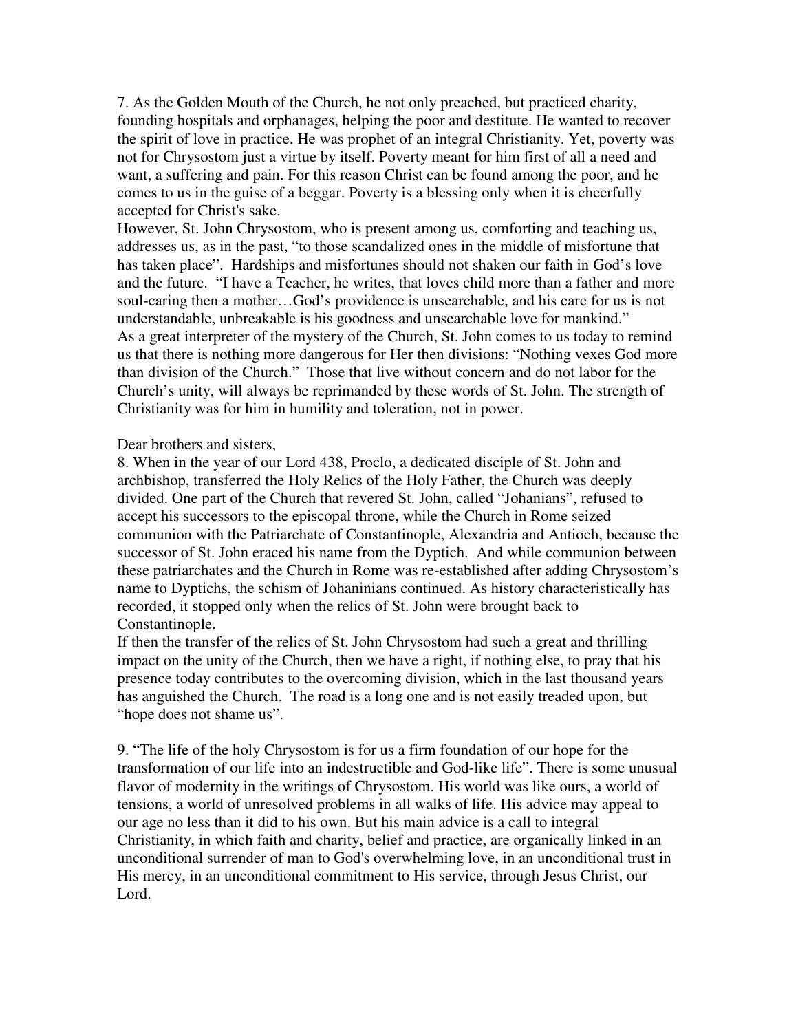7. As the Golden Mouth of the Church, he not only preached, but practiced charity, founding hospitals and orphanages, helping the poor and destitute. He wanted to recover the spirit of love in practice. He was prophet of an integral Christianity. Yet, poverty was not for Chrysostom just a virtue by itself. Poverty meant for him first of all a need and want, a suffering and pain. For this reason Christ can be found among the poor, and he comes to us in the guise of a beggar. Poverty is a blessing only when it is cheerfully accepted for Christ's sake.

However, St. John Chrysostom, who is present among us, comforting and teaching us, addresses us, as in the past, "to those scandalized ones in the middle of misfortune that has taken place". Hardships and misfortunes should not shaken our faith in God's love and the future. "I have a Teacher, he writes, that loves child more than a father and more soul-caring then a mother…God's providence is unsearchable, and his care for us is not understandable, unbreakable is his goodness and unsearchable love for mankind."

As a great interpreter of the mystery of the Church, St. John comes to us today to remind us that there is nothing more dangerous for Her then divisions: "Nothing vexes God more than division of the Church." Those that live without concern and do not labor for the Church's unity, will always be reprimanded by these words of St. John. The strength of Christianity was for him in humility and toleration, not in power.

Dear brothers and sisters,

8. When in the year of our Lord 438, Proclo, a dedicated disciple of St. John and archbishop, transferred the Holy Relics of the Holy Father, the Church was deeply divided. One part of the Church that revered St. John, called "Johanians", refused to accept his successors to the episcopal throne, while the Church in Rome seized communion with the Patriarchate of Constantinople, Alexandria and Antioch, because the successor of St. John eraced his name from the Dyptich. And while communion between these patriarchates and the Church in Rome was re-established after adding Chrysostom's name to Dyptichs, the schism of Johaninians continued. As history characteristically has recorded, it stopped only when the relics of St. John were brought back to Constantinople.

If then the transfer of the relics of St. John Chrysostom had such a great and thrilling impact on the unity of the Church, then we have a right, if nothing else, to pray that his presence today contributes to the overcoming division, which in the last thousand years has anguished the Church. The road is a long one and is not easily treaded upon, but "hope does not shame us".

9. "The life of the holy Chrysostom is for us a firm foundation of our hope for the transformation of our life into an indestructible and God-like life". There is some unusual flavor of modernity in the writings of Chrysostom. His world was like ours, a world of tensions, a world of unresolved problems in all walks of life. His advice may appeal to our age no less than it did to his own. But his main advice is a call to integral Christianity, in which faith and charity, belief and practice, are organically linked in an unconditional surrender of man to God's overwhelming love, in an unconditional trust in His mercy, in an unconditional commitment to His service, through Jesus Christ, our Lord.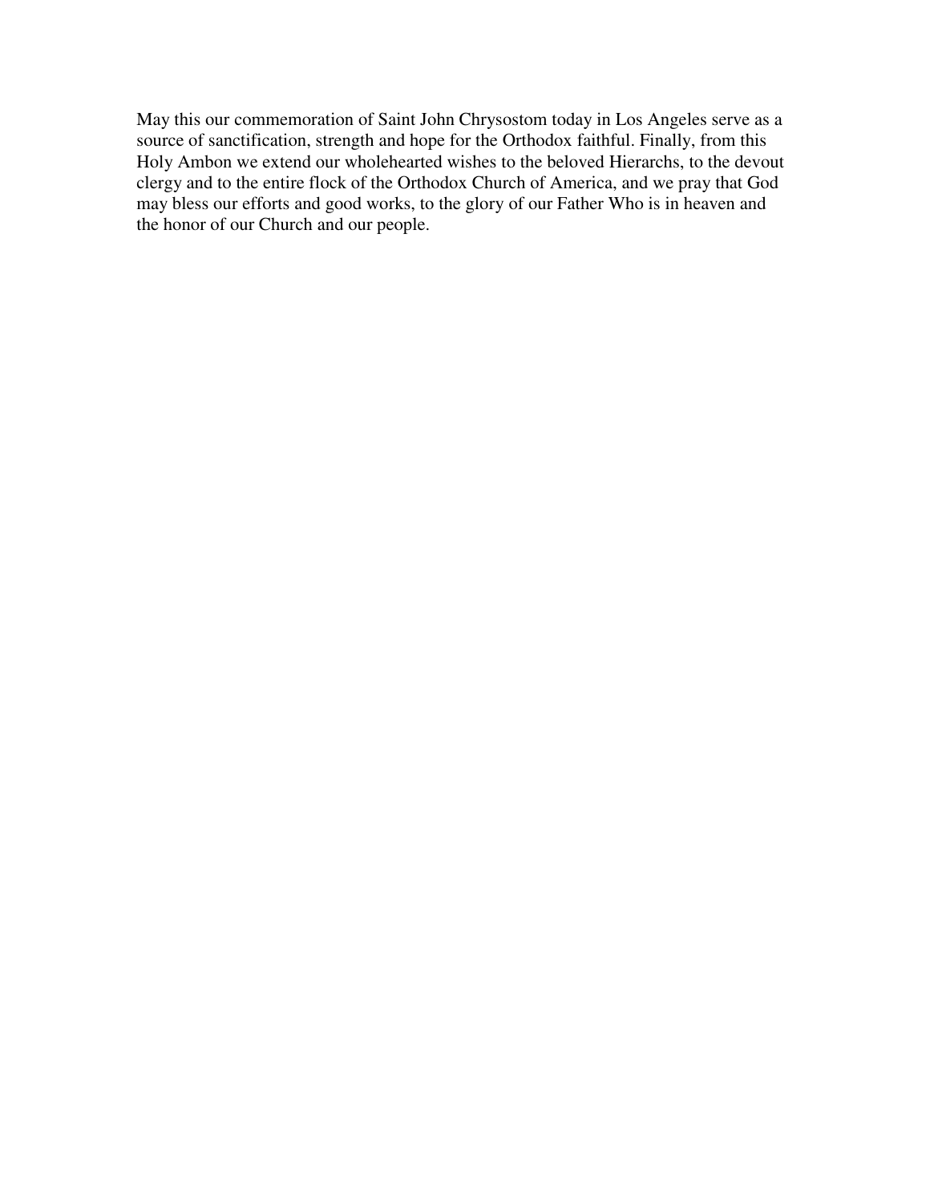May this our commemoration of Saint John Chrysostom today in Los Angeles serve as a source of sanctification, strength and hope for the Orthodox faithful. Finally, from this Holy Ambon we extend our wholehearted wishes to the beloved Hierarchs, to the devout clergy and to the entire flock of the Orthodox Church of America, and we pray that God may bless our efforts and good works, to the glory of our Father Who is in heaven and the honor of our Church and our people.